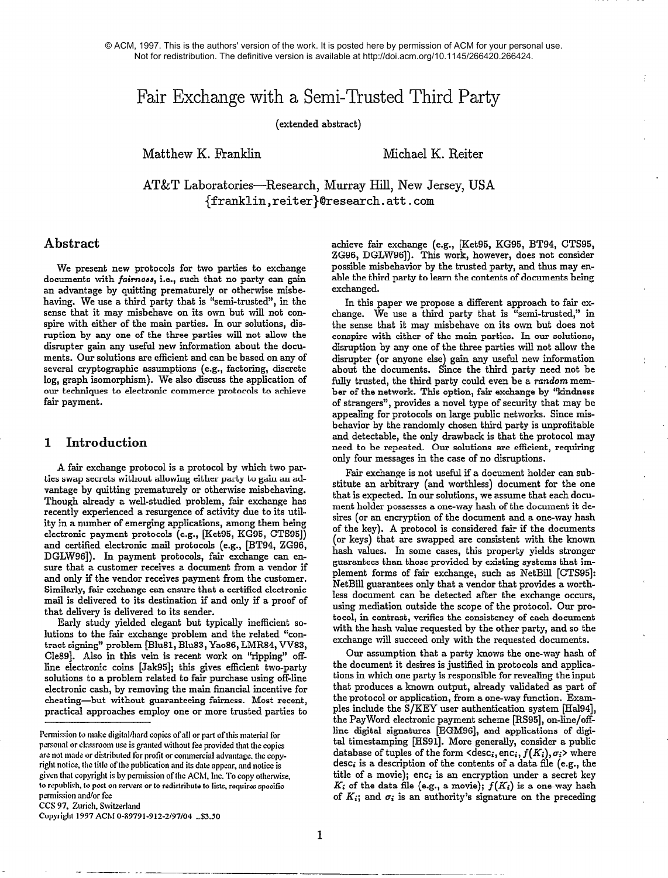© ACM, 1997. This is the authors' version of the work. It is posted here by permission of ACM for your personal use. Not for redistribution. The definitive version is available at http://doi.acm.org/10.1145/266420.266424.

# Fair Exchange with a Semi-Trusted Third Party

(extended abstract)

Matthew K. Franklin — Michael K. Reiter

AT&T Laboratories—Research, Murray Hill, New Jersey, USA
{franklin,reiter}@research.att.com

## Abstract

We present new protocols for two parties to exchange documents with *fairness*, i.e., such that no party can gain an advantage by quitting prematurely or otherwise misbehaving. We use a third party that is "semi-trusted", in the sense that it may misbehave on its own but will not conspire with either of the main parties. In our solutions, disruption by any one of the three parties will not allow the disrupter gain any useful new information about the documents. Our solutions are efficient and can be based on any of several cryptographic assumptions (e.g., factoring, discrete log, graph isomorphism). We also discuss the application of our techniques to electronic commerce protocols to achieve fair payment.

## 1 Introduction

A fair exchange protocol is a protocol by which two parties swap secrets without allowing either party to gain an advantage by quitting prematurely or otherwise misbehaving. Though already a well-studied problem, fair exchange has recently experienced a resurgence of activity due to its utility in a number of emerging applications, among them being electronic payment protocols (e.g., [Ket95, KG95, CTS95]) and certified electronic mail protocols (e.g., [BT94, ZG96, DGLW96]). In payment protocols, fair exchange can ensure that a customer receives a document from a vendor if and only if the vendor receives payment from the customer. Similarly, fair exchange can ensure that a certified electronic mail is delivered to its destination if and only if a proof of that delivery is delivered to its sender.

Early study yielded elegant but typically inefficient solutions to the fair exchange problem and the related "contract signing" problem [Blu81, Blu83, Yao86, LMR84, VV83, Cle89]. Also in this vein is recent work on "ripping" offline electronic coins [Jak95]; this gives efficient two-party solutions to a problem related to fair purchase using off-line electronic cash, by removing the main financial incentive for cheating—but without guaranteeing fairness. Most recent, practical approaches employ one or more trusted parties to achieve fair exchange (e.g., [Ket95, KG95, BT94, CTS95, ZG96, DGLW96]). This work, however, does not consider possible misbehavior by the trusted party, and thus may enable the third party to learn the contents of documents being exchanged.

In this paper we propose a different approach to fair exchange. We use a third party that is "semi-trusted," in the sense that it may misbehave on its own but does not conspire with either of the main parties. In our solutions, disruption by any one of the three parties will not allow the disrupter (or anyone else) gain any useful new information about the documents. Since the third party need not be fully trusted, the third party could even be a *random* member of the network. This option, fair exchange by "kindness of strangers", provides a novel type of security that may be appealing for protocols on large public networks. Since misbehavior by the randomly chosen third party is unprofitable and detectable, the only drawback is that the protocol may need to be repeated. Our solutions are efficient, requiring only four messages in the case of no disruptions.

Fair exchange is not useful if a document holder can substitute an arbitrary (and worthless) document for the one that is expected. In our solutions, we assume that each document holder possesses a one-way hash of the document it desires (or an encryption of the document and a one-way hash of the key). A protocol is considered fair if the documents (or keys) that are swapped are consistent with the known hash values. In some cases, this property yields stronger guarantees than those provided by existing systems that implement forms of fair exchange, such as NetBill [CTS95]: NetBill guarantees only that a vendor that provides a worthless document can be detected after the exchange occurs, using mediation outside the scope of the protocol. Our protocol, in contrast, verifies the consistency of each document with the hash value requested by the other party, and so the exchange will succeed only with the requested documents.

Our assumption that a party knows the one-way hash of the document it desires is justified in protocols and applications in which one party is responsible for revealing the input that produces a known output, already validated as part of the protocol or application, from a one-way function. Examples include the S/KEY user authentication system [Hal94], the PayWord electronic payment scheme [RS95], on-line/off-line digital signatures [EGM96], and applications of digital timestamping [HS91]. More generally, consider a public database of tuples of the form $<\text{desc}_i, \text{enc}_i, f(K_i), \sigma_i>$ where $\text{desc}_i$ is a description of the contents of a data file (e.g., the title of a movie); $\text{enc}_i$ is an encryption under a secret key $K_i$ of the data file (e.g., a movie); $f(K_i)$ is a one-way hash of $K_i$; and $\sigma_i$ is an authority's signature on the preceding

Permission to make digital/hard copies of all or part of this material for personal or classroom use is granted without fee provided that the copies are not made or distributed for profit or commercial advantage, the copyright notice, the title of the publication and its date appear, and notice is given that copyright is by permission of the ACM, Inc. To copy otherwise, to republish, to post on servers or to redistribute to lists, requires specific permission and/or fee
CCS 97, Zurich, Switzerland
Copyright 1997 ACM 0-89791-912-2/97/04 ..$3.50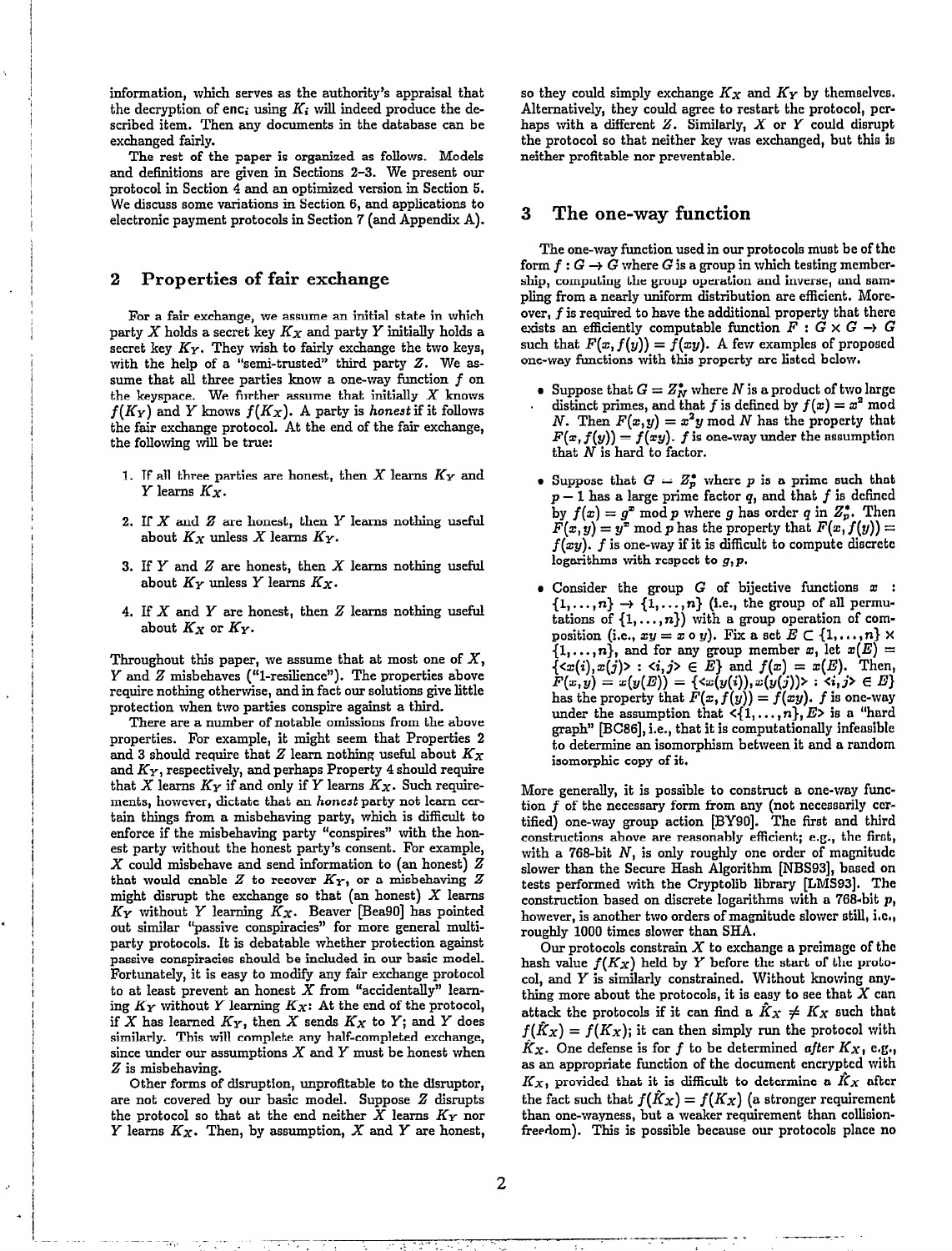information, which serves as the authority's appraisal that the decryption of $enc_i$ using $K_i$ will indeed produce the described item. Then any documents in the database can be exchanged fairly.

The rest of the paper is organized as follows. Models and definitions are given in Sections 2–3. We present our protocol in Section 4 and an optimized version in Section 5. We discuss some variations in Section 6, and applications to electronic payment protocols in Section 7 (and Appendix A).

## 2 Properties of fair exchange

For a fair exchange, we assume an initial state in which party $X$ holds a secret key $K_X$ and party $Y$ initially holds a secret key $K_Y$. They wish to fairly exchange the two keys, with the help of a "semi-trusted" third party $Z$. We assume that all three parties know a one-way function $f$ on the keyspace. We further assume that initially $X$ knows $f(K_Y)$ and $Y$ knows $f(K_X)$. A party is *honest* if it follows the fair exchange protocol. At the end of the fair exchange, the following will be true:

1. If all three parties are honest, then $X$ learns $K_Y$ and $Y$ learns $K_X$.
2. If $X$ and $Z$ are honest, then $Y$ learns nothing useful about $K_X$ unless $X$ learns $K_Y$.
3. If $Y$ and $Z$ are honest, then $X$ learns nothing useful about $K_Y$ unless $Y$ learns $K_X$.
4. If $X$ and $Y$ are honest, then $Z$ learns nothing useful about $K_X$ or $K_Y$.

Throughout this paper, we assume that at most one of $X$, $Y$ and $Z$ misbehaves ("1-resilience"). The properties above require nothing otherwise, and in fact our solutions give little protection when two parties conspire against a third.

There are a number of notable omissions from the above properties. For example, it might seem that Properties 2 and 3 should require that $Z$ learn nothing useful about $K_X$ and $K_Y$, respectively, and perhaps Property 4 should require that $X$ learns $K_Y$ if and only if $Y$ learns $K_X$. Such requirements, however, dictate that an *honest* party not learn certain things from a misbehaving party, which is difficult to enforce if the misbehaving party "conspires" with the honest party without the honest party's consent. For example, $X$ could misbehave and send information to (an honest) $Z$ that would enable $Z$ to recover $K_Y$, or a misbehaving $Z$ might disrupt the exchange so that (an honest) $X$ learns $K_Y$ without $Y$ learning $K_X$. Beaver [Bea90] has pointed out similar "passive conspiracies" for more general multiparty protocols. It is debatable whether protection against passive conspiracies should be included in our basic model. Fortunately, it is easy to modify any fair exchange protocol to at least prevent an honest $X$ from "accidentally" learning $K_Y$ without $Y$ learning $K_X$: At the end of the protocol, if $X$ has learned $K_Y$, then $X$ sends $K_X$ to $Y$; and $Y$ does similarly. This will complete any half-completed exchange, since under our assumptions $X$ and $Y$ must be honest when $Z$ is misbehaving.

Other forms of disruption, unprofitable to the disruptor, are not covered by our basic model. Suppose $Z$ disrupts the protocol so that at the end neither $X$ learns $K_Y$ nor $Y$ learns $K_X$. Then, by assumption, $X$ and $Y$ are honest, so they could simply exchange $K_X$ and $K_Y$ by themselves. Alternatively, they could agree to restart the protocol, perhaps with a different $Z$. Similarly, $X$ or $Y$ could disrupt the protocol so that neither key was exchanged, but this is neither profitable nor preventable.

## 3 The one-way function

The one-way function used in our protocols must be of the form $f : G \to G$ where $G$ is a group in which testing membership, computing the group operation and inverse, and sampling from a nearly uniform distribution are efficient. Moreover, $f$ is required to have the additional property that there exists an efficiently computable function $F : G \times G \to G$ such that $F(x, f(y)) = f(xy)$. A few examples of proposed one-way functions with this property are listed below.

- Suppose that $G = Z_N^*$ where $N$ is a product of two large distinct primes, and that $f$ is defined by $f(x) = x^2 \bmod N$. Then $F(x, y) = x^2 y \bmod N$ has the property that $F(x, f(y)) = f(xy)$. $f$ is one-way under the assumption that $N$ is hard to factor.
- Suppose that $G = Z_p^*$ where $p$ is a prime such that $p-1$ has a large prime factor $q$, and that $f$ is defined by $f(x) = g^x \bmod p$ where $g$ has order $q$ in $Z_p^*$. Then $F(x, y) = y^x \bmod p$ has the property that $F(x, f(y)) = f(xy)$. $f$ is one-way if it is difficult to compute discrete logarithms with respect to $g, p$.
- Consider the group $G$ of bijective functions $x : \{1, \ldots, n\} \to \{1, \ldots, n\}$ (i.e., the group of all permutations of $\{1, \ldots, n\}$) with a group operation of composition (i.e., $xy = x \circ y$). Fix a set $E \subset \{1, \ldots, n\} \times \{1, \ldots, n\}$, and for any group member $x$, let $x(E) = \{<x(i), x(j)> : <i, j> \in E\}$ and $f(x) = x(E)$. Then, $F(x, y) = x(y(E)) = \{<x(y(i)), x(y(j))> : <i, j> \in E\}$ has the property that $F(x, f(y)) = f(xy)$. $f$ is one-way under the assumption that $<\{1, \ldots, n\}, E>$ is a "hard graph" [BC86], i.e., that it is computationally infeasible to determine an isomorphism between it and a random isomorphic copy of it.

More generally, it is possible to construct a one-way function $f$ of the necessary form from any (not necessarily certified) one-way group action [BY90]. The first and third constructions above are reasonably efficient; e.g., the first, with a 768-bit $N$, is only roughly one order of magnitude slower than the Secure Hash Algorithm [NBS93], based on tests performed with the Cryptolib library [LMS93]. The construction based on discrete logarithms with a 768-bit $p$, however, is another two orders of magnitude slower still, i.e., roughly 1000 times slower than SHA.

Our protocols constrain $X$ to exchange a preimage of the hash value $f(K_X)$ held by $Y$ before the start of the protocol, and $Y$ is similarly constrained. Without knowing anything more about the protocols, it is easy to see that $X$ can attack the protocols if it can find a $\hat{K}_X \neq K_X$ such that $f(\hat{K}_X) = f(K_X)$; it can then simply run the protocol with $\hat{K}_X$. One defense is for $f$ to be determined *after* $K_X$, e.g., as an appropriate function of the document encrypted with $K_X$, provided that it is difficult to determine a $\hat{K}_X$ after the fact such that $f(\hat{K}_X) = f(K_X)$ (a stronger requirement than one-wayness, but a weaker requirement than collision-freedom). This is possible because our protocols place no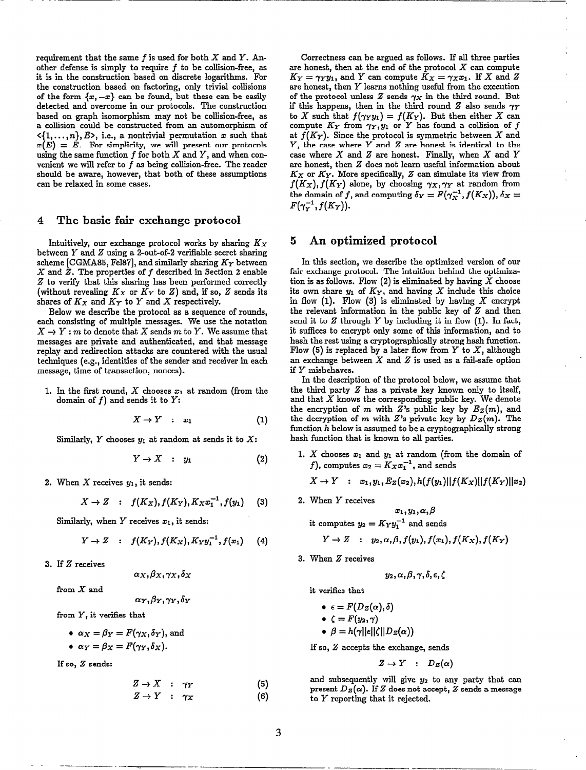requirement that the same $f$ is used for both $X$ and $Y$. Another defense is simply to require $f$ to be collision-free, as it is in the construction based on discrete logarithms. For the construction based on factoring, only trivial collisions of the form $\{x, -x\}$ can be found, but these can be easily detected and overcome in our protocols. The construction based on graph isomorphism may not be collision-free, as a collision could be constructed from an automorphism of $<\{1, \ldots, n\}, E>$, i.e., a nontrivial permutation $x$ such that $x(E) = E$. For simplicity, we will present our protocols using the same function $f$ for both $X$ and $Y$, and when convenient we will refer to $f$ as being collision-free. The reader should be aware, however, that both of these assumptions can be relaxed in some cases.

## 4 The basic fair exchange protocol

Intuitively, our exchange protocol works by sharing $K_X$ between $Y$ and $Z$ using a 2-out-of-2 verifiable secret sharing scheme [CGMA85, Fel87], and similarly sharing $K_Y$ between $X$ and $Z$. The properties of $f$ described in Section 2 enable $Z$ to verify that this sharing has been performed correctly (without revealing $K_X$ or $K_Y$ to $Z$) and, if so, $Z$ sends its shares of $K_X$ and $K_Y$ to $Y$ and $X$ respectively.

Below we describe the protocol as a sequence of rounds, each consisting of multiple messages. We use the notation $X \rightarrow Y : m$ to denote that $X$ sends $m$ to $Y$. We assume that messages are private and authenticated, and that message replay and redirection attacks are countered with the usual techniques (e.g., identities of the sender and receiver in each message, time of transaction, nonces).

1. In the first round, $X$ chooses $x_1$ at random (from the domain of $f$) and sends it to $Y$:

$$X \rightarrow Y \quad : \quad x_1 \tag{1}$$

Similarly, $Y$ chooses $y_1$ at random at sends it to $X$:

$$Y \rightarrow X \quad : \quad y_1 \tag{2}$$

2. When $X$ receives $y_1$, it sends:

$$X \rightarrow Z \quad : \quad f(K_X), f(K_Y), K_X x_1^{-1}, f(y_1) \tag{3}$$

Similarly, when $Y$ receives $x_1$, it sends:

$$Y \rightarrow Z \quad : \quad f(K_Y), f(K_X), K_Y y_1^{-1}, f(x_1) \tag{4}$$

3. If $Z$ receives

$$\alpha_X, \beta_X, \gamma_X, \delta_X$$

from $X$ and

$$\alpha_Y, \beta_Y, \gamma_Y, \delta_Y$$

from $Y$, it verifies that

- $\alpha_X = \beta_Y = F(\gamma_X, \delta_Y)$, and
- $\alpha_Y = \beta_X = F(\gamma_Y, \delta_X)$.

If so, $Z$ sends:

$$Z \rightarrow X \quad : \quad \gamma_Y \tag{5}$$

$$Z \rightarrow Y \quad : \quad \gamma_X \tag{6}$$

Correctness can be argued as follows. If all three parties are honest, then at the end of the protocol $X$ can compute $K_Y = \gamma_Y y_1$, and $Y$ can compute $K_X = \gamma_X x_1$. If $X$ and $Z$ are honest, then $Y$ learns nothing useful from the execution of the protocol unless $Z$ sends $\gamma_X$ in the third round. But if this happens, then in the third round $Z$ also sends $\gamma_Y$ to $X$ such that $f(\gamma_Y y_1) = f(K_Y)$. But then either $X$ can compute $K_Y$ from $\gamma_Y, y_1$ or $Y$ has found a collision of $f$ at $f(K_Y)$. Since the protocol is symmetric between $X$ and $Y$, the case where $Y$ and $Z$ are honest is identical to the case where $X$ and $Z$ are honest. Finally, when $X$ and $Y$ are honest, then $Z$ does not learn useful information about $K_X$ or $K_Y$. More specifically, $Z$ can simulate its view from $f(K_X), f(K_Y)$ alone, by choosing $\gamma_X, \gamma_Y$ at random from the domain of $f$, and computing $\delta_Y = F(\gamma_X^{-1}, f(K_X))$, $\delta_X = F(\gamma_Y^{-1}, f(K_Y))$.

## 5 An optimized protocol

In this section, we describe the optimized version of our fair exchange protocol. The intuition behind the optimization is as follows. Flow (2) is eliminated by having $X$ choose its own share $y_1$ of $K_Y$, and having $X$ include this choice in flow (1). Flow (3) is eliminated by having $X$ encrypt the relevant information in the public key of $Z$ and then send it to $Z$ through $Y$ by including it in flow (1). In fact, it suffices to encrypt only some of this information, and to hash the rest using a cryptographically strong hash function. Flow (5) is replaced by a later flow from $Y$ to $X$, although an exchange between $X$ and $Z$ is used as a fail-safe option if $Y$ misbehaves.

In the description of the protocol below, we assume that the third party $Z$ has a private key known only to itself, and that $X$ knows the corresponding public key. We denote the encryption of $m$ with $Z$'s public key by $E_Z(m)$, and the decryption of $m$ with $Z$'s private key by $D_Z(m)$. The function $h$ below is assumed to be a cryptographically strong hash function that is known to all parties.

1. $X$ chooses $x_1$ and $y_1$ at random (from the domain of $f$), computes $x_2 = K_X x_1^{-1}$, and sends

$$X \rightarrow Y \quad : \quad x_1, y_1, E_Z(x_2), h(f(y_1) \| f(K_X) \| f(K_Y) \| x_2)$$

2. When $Y$ receives

$$x_1, y_1, \alpha, \beta$$

it computes $y_2 = K_Y y_1^{-1}$ and sends

$$Y \rightarrow Z \quad : \quad y_2, \alpha, \beta, f(y_1), f(x_1), f(K_X), f(K_Y)$$

3. When $Z$ receives

$$y_2, \alpha, \beta, \gamma, \delta, \epsilon, \zeta$$

it verifies that

- $\epsilon = F(D_Z(\alpha), \delta)$
- $\zeta = F(y_2, \gamma)$
- $\beta = h(\gamma \| \epsilon \| \zeta \| D_Z(\alpha))$

If so, $Z$ accepts the exchange, sends

$$Z \rightarrow Y \quad : \quad D_Z(\alpha)$$

and subsequently will give $y_2$ to any party that can present $D_Z(\alpha)$. If $Z$ does not accept, $Z$ sends a message to $Y$ reporting that it rejected.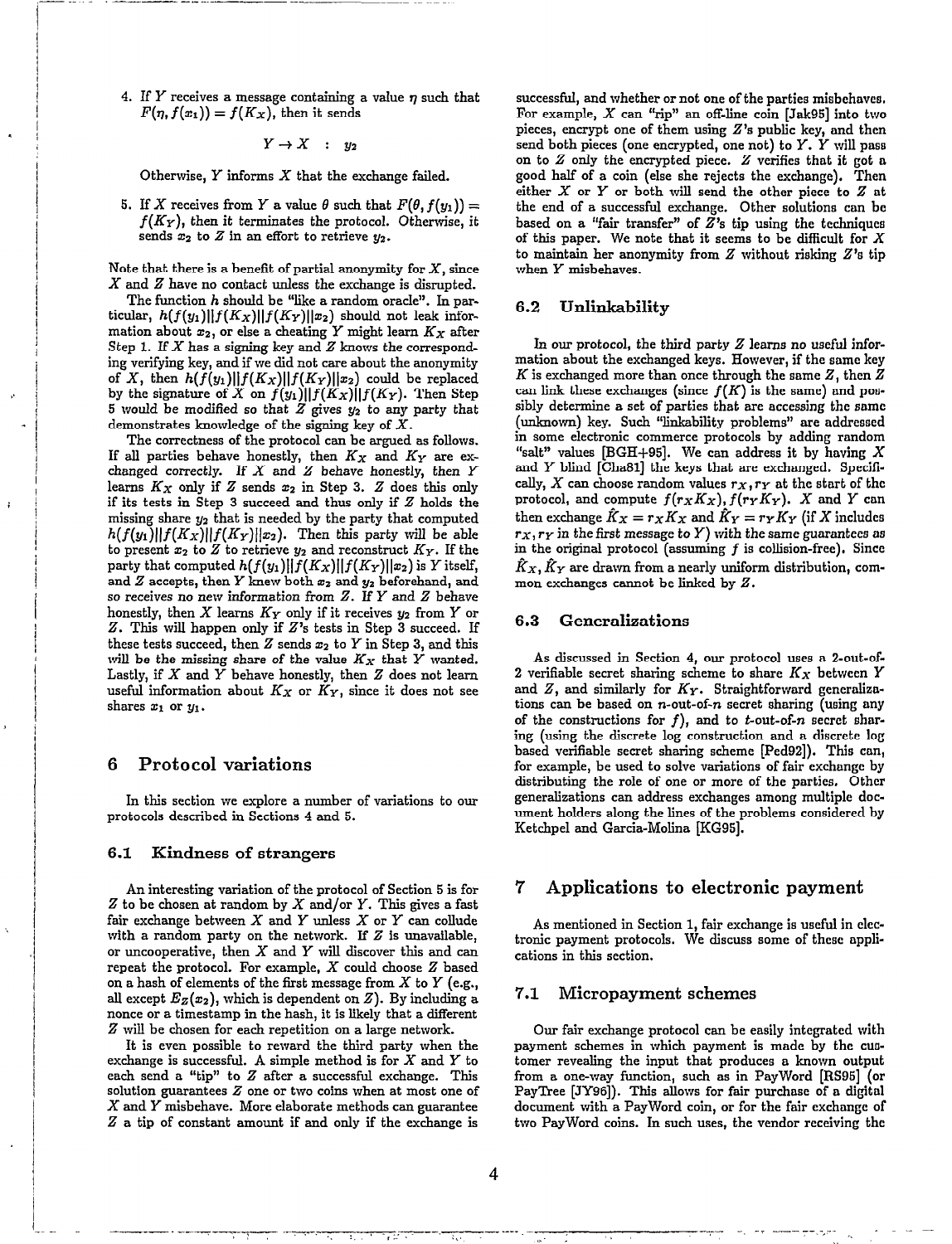4. If $Y$ receives a message containing a value $\eta$ such that $F(\eta, f(x_1)) = f(K_X)$, then it sends

$$Y \rightarrow X \quad : \quad y_2$$

Otherwise, $Y$ informs $X$ that the exchange failed.

5. If $X$ receives from $Y$ a value $\theta$ such that $F(\theta, f(y_1)) = f(K_Y)$, then it terminates the protocol. Otherwise, it sends $x_2$ to $Z$ in an effort to retrieve $y_2$.

Note that there is a benefit of partial anonymity for $X$, since $X$ and $Z$ have no contact unless the exchange is disrupted.

The function $h$ should be "like a random oracle". In particular, $h(f(y_1)||f(K_X)||f(K_Y)||x_2)$ should not leak information about $x_2$, or else a cheating $Y$ might learn $K_X$ after Step 1. If $X$ has a signing key and $Z$ knows the corresponding verifying key, and if we did not care about the anonymity of $X$, then $h(f(y_1)||f(K_X)||f(K_Y)||x_2)$ could be replaced by the signature of $X$ on $f(y_1)||f(K_X)||f(K_Y)$. Then Step 5 would be modified so that $Z$ gives $y_2$ to any party that demonstrates knowledge of the signing key of $X$.

The correctness of the protocol can be argued as follows. If all parties behave honestly, then $K_X$ and $K_Y$ are exchanged correctly. If $X$ and $Z$ behave honestly, then $Y$ learns $K_X$ only if $Z$ sends $x_2$ in Step 3. $Z$ does this only if its tests in Step 3 succeed and thus only if $Z$ holds the missing share $y_2$ that is needed by the party that computed $h(f(y_1)||f(K_X)||f(K_Y)||x_2)$. Then this party will be able to present $x_2$ to $Z$ to retrieve $y_2$ and reconstruct $K_Y$. If the party that computed $h(f(y_1)||f(K_X)||f(K_Y)||x_2)$ is $Y$ itself, and $Z$ accepts, then $Y$ knew both $x_2$ and $y_2$ beforehand, and so receives no new information from $Z$. If $Y$ and $Z$ behave honestly, then $X$ learns $K_Y$ only if it receives $y_2$ from $Y$ or $Z$. This will happen only if $Z$'s tests in Step 3 succeed. If these tests succeed, then $Z$ sends $x_2$ to $Y$ in Step 3, and this will be the missing share of the value $K_X$ that $Y$ wanted. Lastly, if $X$ and $Y$ behave honestly, then $Z$ does not learn useful information about $K_X$ or $K_Y$, since it does not see shares $x_1$ or $y_1$.

# 6 Protocol variations

In this section we explore a number of variations to our protocols described in Sections 4 and 5.

## 6.1 Kindness of strangers

An interesting variation of the protocol of Section 5 is for $Z$ to be chosen at random by $X$ and/or $Y$. This gives a fast fair exchange between $X$ and $Y$ unless $X$ or $Y$ can collude with a random party on the network. If $Z$ is unavailable, or uncooperative, then $X$ and $Y$ will discover this and can repeat the protocol. For example, $X$ could choose $Z$ based on a hash of elements of the first message from $X$ to $Y$ (e.g., all except $E_Z(x_2)$, which is dependent on $Z$). By including a nonce or a timestamp in the hash, it is likely that a different $Z$ will be chosen for each repetition on a large network.

It is even possible to reward the third party when the exchange is successful. A simple method is for $X$ and $Y$ to each send a "tip" to $Z$ after a successful exchange. This solution guarantees $Z$ one or two coins when at most one of $X$ and $Y$ misbehave. More elaborate methods can guarantee $Z$ a tip of constant amount if and only if the exchange is successful, and whether or not one of the parties misbehaves. For example, $X$ can "rip" an off-line coin [Jak95] into two pieces, encrypt one of them using $Z$'s public key, and then send both pieces (one encrypted, one not) to $Y$. $Y$ will pass on to $Z$ only the encrypted piece. $Z$ verifies that it got a good half of a coin (else she rejects the exchange). Then either $X$ or $Y$ or both will send the other piece to $Z$ at the end of a successful exchange. Other solutions can be based on a "fair transfer" of $Z$'s tip using the techniques of this paper. We note that it seems to be difficult for $X$ to maintain her anonymity from $Z$ without risking $Z$'s tip when $Y$ misbehaves.

## 6.2 Unlinkability

In our protocol, the third party $Z$ learns no useful information about the exchanged keys. However, if the same key $K$ is exchanged more than once through the same $Z$, then $Z$ can link these exchanges (since $f(K)$ is the same) and possibly determine a set of parties that are accessing the same (unknown) key. Such "linkability problems" are addressed in some electronic commerce protocols by adding random "salt" values [BGH+95]. We can address it by having $X$ and $Y$ blind [Cha81] the keys that are exchanged. Specifically, $X$ can choose random values $r_X, r_Y$ at the start of the protocol, and compute $f(r_X K_X), f(r_Y K_Y)$. $X$ and $Y$ can then exchange $\hat{K}_X = r_X K_X$ and $\hat{K}_Y = r_Y K_Y$ (if $X$ includes $r_X, r_Y$ in the first message to $Y$) with the same guarantees as in the original protocol (assuming $f$ is collision-free). Since $\hat{K}_X, \hat{K}_Y$ are drawn from a nearly uniform distribution, common exchanges cannot be linked by $Z$.

## 6.3 Generalizations

As discussed in Section 4, our protocol uses a 2-out-of-2 verifiable secret sharing scheme to share $K_X$ between $Y$ and $Z$, and similarly for $K_Y$. Straightforward generalizations can be based on $n$-out-of-$n$ secret sharing (using any of the constructions for $f$), and to $t$-out-of-$n$ secret sharing (using the discrete log construction and a discrete log based verifiable secret sharing scheme [Ped92]). This can, for example, be used to solve variations of fair exchange by distributing the role of one or more of the parties. Other generalizations can address exchanges among multiple document holders along the lines of the problems considered by Ketchpel and Garcia-Molina [KG95].

# 7 Applications to electronic payment

As mentioned in Section 1, fair exchange is useful in electronic payment protocols. We discuss some of these applications in this section.

## 7.1 Micropayment schemes

Our fair exchange protocol can be easily integrated with payment schemes in which payment is made by the customer revealing the input that produces a known output from a one-way function, such as in PayWord [RS95] (or PayTree [JY96]). This allows for fair purchase of a digital document with a PayWord coin, or for the fair exchange of two PayWord coins. In such uses, the vendor receiving the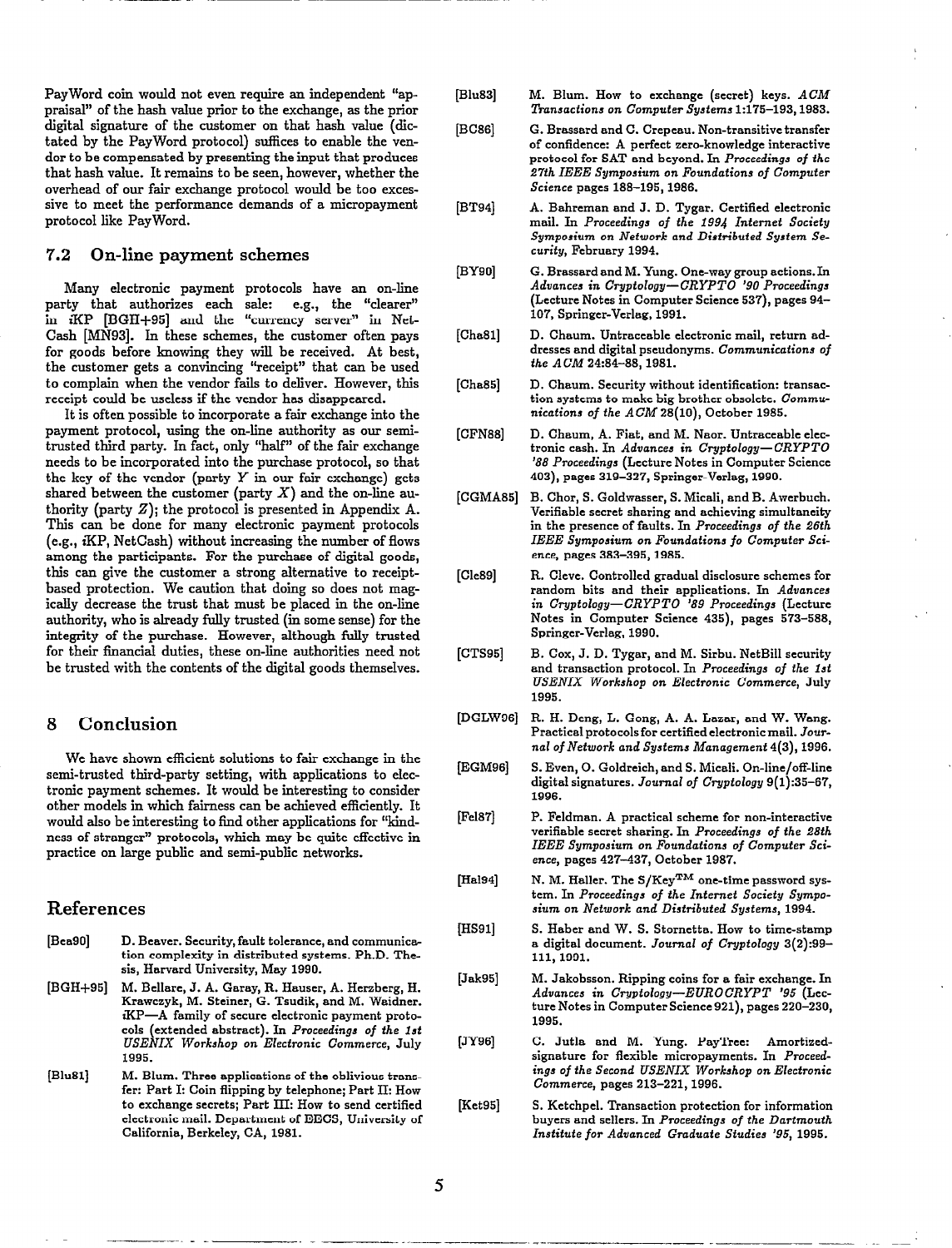PayWord coin would not even require an independent "appraisal" of the hash value prior to the exchange, as the prior digital signature of the customer on that hash value (dictated by the PayWord protocol) suffices to enable the vendor to be compensated by presenting the input that produces that hash value. It remains to be seen, however, whether the overhead of our fair exchange protocol would be too excessive to meet the performance demands of a micropayment protocol like PayWord.

## 7.2 On-line payment schemes

Many electronic payment protocols have an on-line party that authorizes each sale: e.g., the "clearer" in iKP [BGH+95] and the "currency server" in NetCash [MN93]. In these schemes, the customer often pays for goods before knowing they will be received. At best, the customer gets a convincing "receipt" that can be used to complain when the vendor fails to deliver. However, this receipt could be useless if the vendor has disappeared.

It is often possible to incorporate a fair exchange into the payment protocol, using the on-line authority as our semi-trusted third party. In fact, only "half" of the fair exchange needs to be incorporated into the purchase protocol, so that the key of the vendor (party $Y$ in our fair exchange) gets shared between the customer (party $X$) and the on-line authority (party $Z$); the protocol is presented in Appendix A. This can be done for many electronic payment protocols (e.g., iKP, NetCash) without increasing the number of flows among the participants. For the purchase of digital goods, this can give the customer a strong alternative to receipt-based protection. We caution that doing so does not magically decrease the trust that must be placed in the on-line authority, who is already fully trusted (in some sense) for the integrity of the purchase. However, although fully trusted for their financial duties, these on-line authorities need not be trusted with the contents of the digital goods themselves.

# 8 Conclusion

We have shown efficient solutions to fair exchange in the semi-trusted third-party setting, with applications to electronic payment schemes. It would be interesting to consider other models in which fairness can be achieved efficiently. It would also be interesting to find other applications for "kindness of stranger" protocols, which may be quite effective in practice on large public and semi-public networks.

# References

[Bea90] D. Beaver. Security, fault tolerance, and communication complexity in distributed systems. Ph.D. Thesis, Harvard University, May 1990.

[BGH+95] M. Bellare, J. A. Garay, R. Hauser, A. Herzberg, H. Krawczyk, M. Steiner, G. Tsudik, and M. Waidner. iKP—A family of secure electronic payment protocols (extended abstract). In *Proceedings of the 1st USENIX Workshop on Electronic Commerce*, July 1995.

[Blu81] M. Blum. Three applications of the oblivious transfer: Part I: Coin flipping by telephone; Part II: How to exchange secrets; Part III: How to send certified electronic mail. Department of EECS, University of California, Berkeley, CA, 1981.

[Blu83] M. Blum. How to exchange (secret) keys. *ACM Transactions on Computer Systems* 1:175–193, 1983.

[BC86] G. Brassard and C. Crepeau. Non-transitive transfer of confidence: A perfect zero-knowledge interactive protocol for SAT and beyond. In *Proceedings of the 27th IEEE Symposium on Foundations of Computer Science* pages 188–195, 1986.

[BT94] A. Bahreman and J. D. Tygar. Certified electronic mail. In *Proceedings of the 1994 Internet Society Symposium on Network and Distributed System Security*, February 1994.

[BY90] G. Brassard and M. Yung. One-way group actions. In *Advances in Cryptology—CRYPTO '90 Proceedings* (Lecture Notes in Computer Science 537), pages 94–107, Springer-Verlag, 1991.

[Cha81] D. Chaum. Untraceable electronic mail, return addresses and digital pseudonyms. *Communications of the ACM* 24:84–88, 1981.

[Cha85] D. Chaum. Security without identification: transaction systems to make big brother obsolete. *Communications of the ACM* 28(10), October 1985.

[CFN88] D. Chaum, A. Fiat, and M. Naor. Untraceable electronic cash. In *Advances in Cryptology—CRYPTO '88 Proceedings* (Lecture Notes in Computer Science 403), pages 319–327, Springer-Verlag, 1990.

[CGMA85] B. Chor, S. Goldwasser, S. Micali, and B. Awerbuch. Verifiable secret sharing and achieving simultaneity in the presence of faults. In *Proceedings of the 26th IEEE Symposium on Foundations fo Computer Science*, pages 383–395, 1985.

[Cle89] R. Cleve. Controlled gradual disclosure schemes for random bits and their applications. In *Advances in Cryptology—CRYPTO '89 Proceedings* (Lecture Notes in Computer Science 435), pages 573–588, Springer-Verlag, 1990.

[CTS95] B. Cox, J. D. Tygar, and M. Sirbu. NetBill security and transaction protocol. In *Proceedings of the 1st USENIX Workshop on Electronic Commerce*, July 1995.

[DGLW96] R. H. Deng, L. Gong, A. A. Lazar, and W. Wang. Practical protocols for certified electronic mail. *Journal of Network and Systems Management* 4(3), 1996.

[EGM96] S. Even, O. Goldreich, and S. Micali. On-line/off-line digital signatures. *Journal of Cryptology* 9(1):35–67, 1996.

[Fel87] P. Feldman. A practical scheme for non-interactive verifiable secret sharing. In *Proceedings of the 28th IEEE Symposium on Foundations of Computer Science*, pages 427–437, October 1987.

[Hal94] N. M. Haller. The S/Key™ one-time password system. In *Proceedings of the Internet Society Symposium on Network and Distributed Systems*, 1994.

[HS91] S. Haber and W. S. Stornetta. How to time-stamp a digital document. *Journal of Cryptology* 3(2):99–111, 1991.

[Jak95] M. Jakobsson. Ripping coins for a fair exchange. In *Advances in Cryptology—EUROCRYPT '95* (Lecture Notes in Computer Science 921), pages 220–230, 1995.

[JY96] C. Jutla and M. Yung. PayTree: Amortized-signature for flexible micropayments. In *Proceedings of the Second USENIX Workshop on Electronic Commerce*, pages 213–221, 1996.

[Ket95] S. Ketchpel. Transaction protection for information buyers and sellers. In *Proceedings of the Dartmouth Institute for Advanced Graduate Studies '95*, 1995.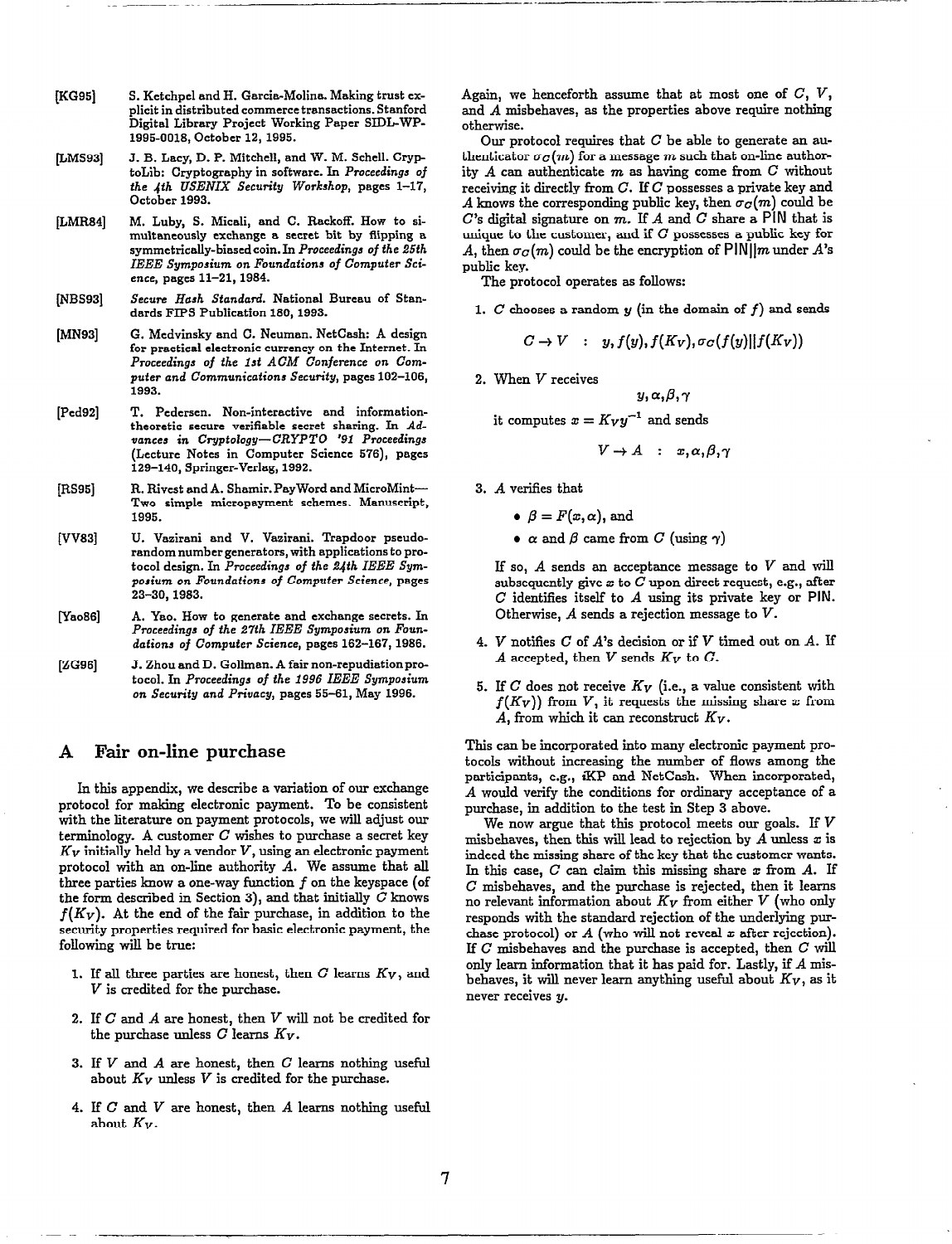[KG95] S. Ketchpel and H. Garcia-Molina. Making trust explicit in distributed commerce transactions. Stanford Digital Library Project Working Paper SIDL-WP-1995-0018, October 12, 1995.

[LMS93] J. B. Lacy, D. P. Mitchell, and W. M. Schell. CryptoLib: Cryptography in software. In *Proceedings of the 4th USENIX Security Workshop*, pages 1–17, October 1993.

[LMR84] M. Luby, S. Micali, and C. Rackoff. How to simultaneously exchange a secret bit by flipping a symmetrically-biased coin. In *Proceedings of the 25th IEEE Symposium on Foundations of Computer Science*, pages 11–21, 1984.

[NBS93] *Secure Hash Standard*. National Bureau of Standards FIPS Publication 180, 1993.

[MN93] G. Medvinsky and C. Neuman. NetCash: A design for practical electronic currency on the Internet. In *Proceedings of the 1st ACM Conference on Computer and Communications Security*, pages 102–106, 1993.

[Ped92] T. Pedersen. Non-interactive and information-theoretic secure verifiable secret sharing. In *Advances in Cryptology—CRYPTO '91 Proceedings* (Lecture Notes in Computer Science 576), pages 129–140, Springer-Verlag, 1992.

[RS95] R. Rivest and A. Shamir. PayWord and MicroMint—Two simple micropayment schemes. Manuscript, 1995.

[VV83] U. Vazirani and V. Vazirani. Trapdoor pseudo-random number generators, with applications to protocol design. In *Proceedings of the 24th IEEE Symposium on Foundations of Computer Science*, pages 23–30, 1983.

[Yao86] A. Yao. How to generate and exchange secrets. In *Proceedings of the 27th IEEE Symposium on Foundations of Computer Science*, pages 162–167, 1986.

[ZG96] J. Zhou and D. Gollman. A fair non-repudiation protocol. In *Proceedings of the 1996 IEEE Symposium on Security and Privacy*, pages 55–61, May 1996.

# A Fair on-line purchase

In this appendix, we describe a variation of our exchange protocol for making electronic payment. To be consistent with the literature on payment protocols, we will adjust our terminology. A customer $C$ wishes to purchase a secret key $K_V$ initially held by a vendor $V$, using an electronic payment protocol with an on-line authority $A$. We assume that all three parties know a one-way function $f$ on the keyspace (of the form described in Section 3), and that initially $C$ knows $f(K_V)$. At the end of the fair purchase, in addition to the security properties required for basic electronic payment, the following will be true:

1. If all three parties are honest, then $C$ learns $K_V$, and $V$ is credited for the purchase.
2. If $C$ and $A$ are honest, then $V$ will not be credited for the purchase unless $C$ learns $K_V$.
3. If $V$ and $A$ are honest, then $C$ learns nothing useful about $K_V$ unless $V$ is credited for the purchase.
4. If $C$ and $V$ are honest, then $A$ learns nothing useful about $K_V$.

Again, we henceforth assume that at most one of $C$, $V$, and $A$ misbehaves, as the properties above require nothing otherwise.

Our protocol requires that $C$ be able to generate an authenticator $\sigma_C(m)$ for a message $m$ such that on-line authority $A$ can authenticate $m$ as having come from $C$ without receiving it directly from $C$. If $C$ possesses a private key and $A$ knows the corresponding public key, then $\sigma_C(m)$ could be $C$'s digital signature on $m$. If $A$ and $C$ share a PIN that is unique to the customer, and if $C$ possesses a public key for $A$, then $\sigma_C(m)$ could be the encryption of PIN$||m$ under $A$'s public key.

The protocol operates as follows:

1. $C$ chooses a random $y$ (in the domain of $f$) and sends
$$C \rightarrow V \quad : \quad y, f(y), f(K_V), \sigma_C(f(y)||f(K_V))$$
2. When $V$ receives
$$y, \alpha, \beta, \gamma$$
it computes $x = K_V y^{-1}$ and sends
$$V \rightarrow A \quad : \quad x, \alpha, \beta, \gamma$$
3. $A$ verifies that
   - $\beta = F(x, \alpha)$, and
   - $\alpha$ and $\beta$ came from $C$ (using $\gamma$)

   If so, $A$ sends an acceptance message to $V$ and will subsequently give $x$ to $C$ upon direct request, e.g., after $C$ identifies itself to $A$ using its private key or PIN. Otherwise, $A$ sends a rejection message to $V$.
4. $V$ notifies $C$ of $A$'s decision or if $V$ timed out on $A$. If $A$ accepted, then $V$ sends $K_V$ to $C$.
5. If $C$ does not receive $K_V$ (i.e., a value consistent with $f(K_V)$) from $V$, it requests the missing share $x$ from $A$, from which it can reconstruct $K_V$.

This can be incorporated into many electronic payment protocols without increasing the number of flows among the participants, e.g., iKP and NetCash. When incorporated, $A$ would verify the conditions for ordinary acceptance of a purchase, in addition to the test in Step 3 above.

We now argue that this protocol meets our goals. If $V$ misbehaves, then this will lead to rejection by $A$ unless $x$ is indeed the missing share of the key that the customer wants. In this case, $C$ can claim this missing share $x$ from $A$. If $C$ misbehaves, and the purchase is rejected, then it learns no relevant information about $K_V$ from either $V$ (who only responds with the standard rejection of the underlying purchase protocol) or $A$ (who will not reveal $x$ after rejection). If $C$ misbehaves and the purchase is accepted, then $C$ will only learn information that it has paid for. Lastly, if $A$ misbehaves, it will never learn anything useful about $K_V$, as it never receives $y$.